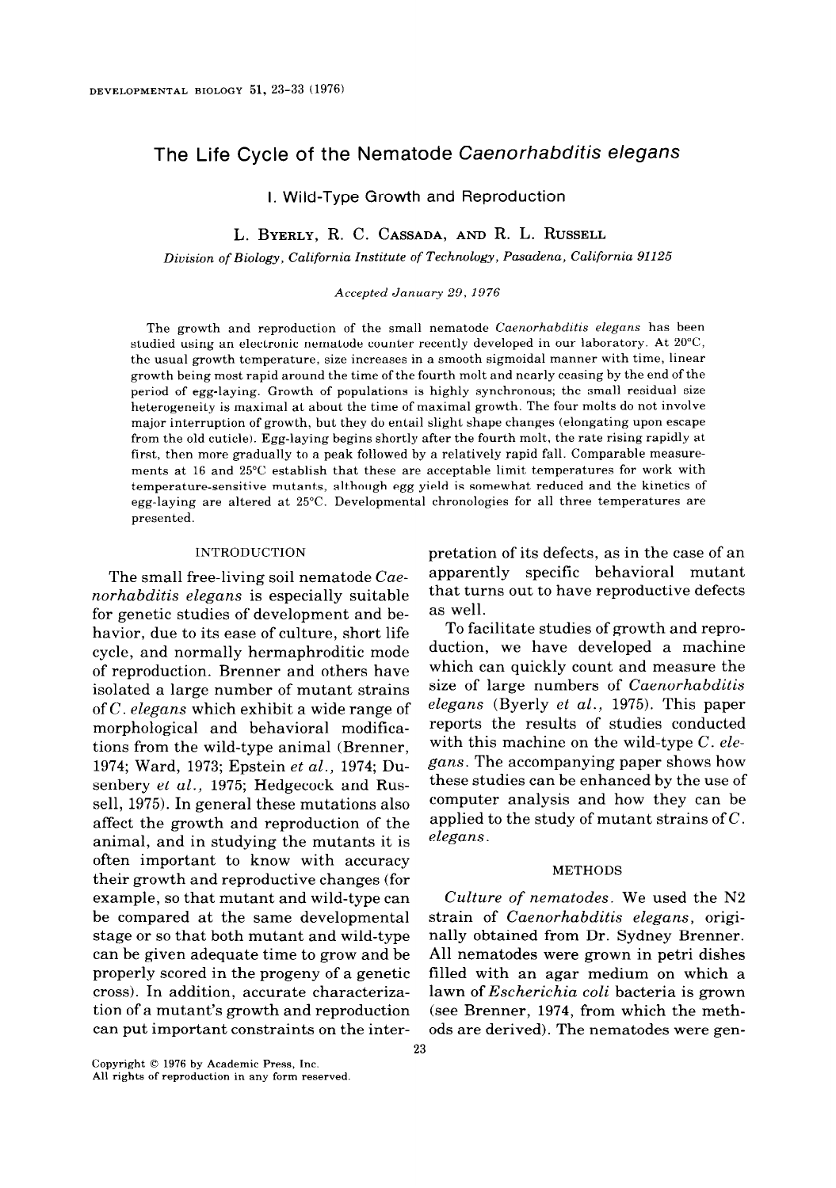# The Life Cycle of the Nematode *Caenorhabditis elegans*

## I. Wild-Type Growth and Reproduction

L. Byerly, R. C. Cassada, and R. L. Russell

*Division of Biology, California Institute of Technology, Pasadena, California 91125*

*Accepted January 29, 1976*

The growth and reproduction of the small nematode *Caenorhabditis elegans* has been studied using an electronic nematode counter recently developed in our laboratory. At 20°C, the usual growth temperature, size increases in a smooth sigmoidal manner with time, linear growth being most rapid around the time of the fourth molt and nearly ceasing by the end of the period of egg-laying. Growth of populations is highly synchronous; the small residual size heterogeneity is maximal at about the time of maximal growth. The four molts do not involve major interruption of growth, but they do entail slight shape changes (elongating upon escape from the old cuticle). Egg-laying begins shortly after the fourth molt, the rate rising rapidly at first, then more gradually to a peak followed by a relatively rapid fall. Comparable measurements at 16 and 25°C establish that these are acceptable limit temperatures for work with temperature-sensitive mutants, although egg yield is somewhat reduced and the kinetics of egg-laying are altered at 25°C. Developmental chronologies for all three temperatures are presented.

### INTRODUCTION

The small free-living soil nematode *Caenorhabditis elegans* is especially suitable for genetic studies of development and behavior, due to its ease of culture, short life cycle, and normally hermaphroditic mode of reproduction. Brenner and others have isolated a large number of mutant strains of *C. elegans* which exhibit a wide range of morphological and behavioral modifications from the wild-type animal (Brenner, 1974; Ward, 1973; Epstein *et al.*, 1974; Dusenbery *et al.*, 1975; Hedgecock and Russell, 1975). In general these mutations also affect the growth and reproduction of the animal, and in studying the mutants it is often important to know with accuracy their growth and reproductive changes (for example, so that mutant and wild-type can be compared at the same developmental stage or so that both mutant and wild-type can be given adequate time to grow and be properly scored in the progeny of a genetic cross). In addition, accurate characterization of a mutant's growth and reproduction can put important constraints on the interpretation of its defects, as in the case of an apparently specific behavioral mutant that turns out to have reproductive defects as well.

To facilitate studies of growth and reproduction, we have developed a machine which can quickly count and measure the size of large numbers of *Caenorhabditis elegans* (Byerly *et al.*, 1975). This paper reports the results of studies conducted with this machine on the wild-type *C. elegans*. The accompanying paper shows how these studies can be enhanced by the use of computer analysis and how they can be applied to the study of mutant strains of *C. elegans*.

### METHODS

*Culture of nematodes.* We used the N2 strain of *Caenorhabditis elegans*, originally obtained from Dr. Sydney Brenner. All nematodes were grown in petri dishes filled with an agar medium on which a lawn of *Escherichia coli* bacteria is grown (see Brenner, 1974, from which the methods are derived). The nematodes were gen-

Copyright © 1976 by Academic Press, Inc.
All rights of reproduction in any form reserved.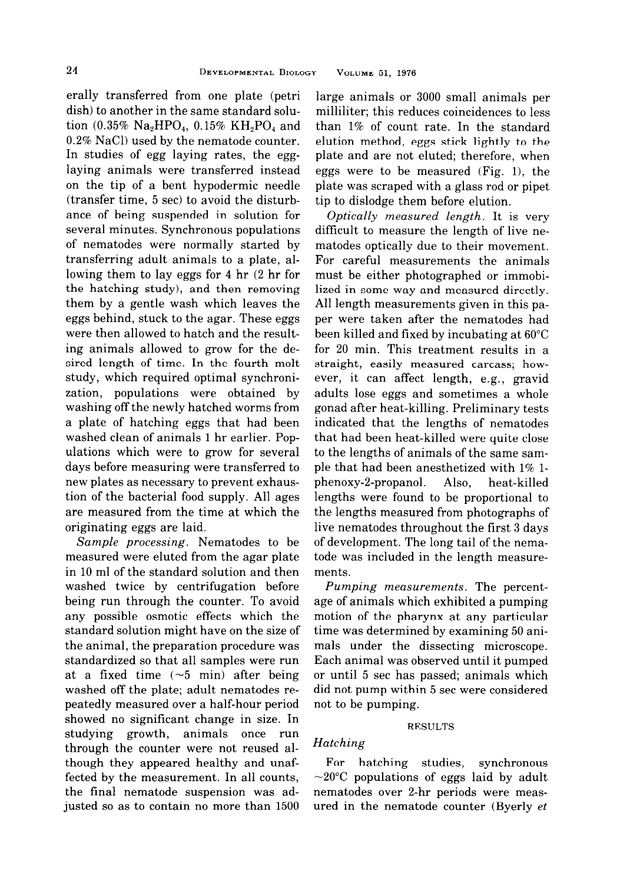erally transferred from one plate (petri dish) to another in the same standard solution (0.35% $Na_2HPO_4$, 0.15% $KH_2PO_4$ and 0.2% NaCl) used by the nematode counter. In studies of egg laying rates, the egg-laying animals were transferred instead on the tip of a bent hypodermic needle (transfer time, 5 sec) to avoid the disturbance of being suspended in solution for several minutes. Synchronous populations of nematodes were normally started by transferring adult animals to a plate, allowing them to lay eggs for 4 hr (2 hr for the hatching study), and then removing them by a gentle wash which leaves the eggs behind, stuck to the agar. These eggs were then allowed to hatch and the resulting animals allowed to grow for the desired length of time. In the fourth molt study, which required optimal synchronization, populations were obtained by washing off the newly hatched worms from a plate of hatching eggs that had been washed clean of animals 1 hr earlier. Populations which were to grow for several days before measuring were transferred to new plates as necessary to prevent exhaustion of the bacterial food supply. All ages are measured from the time at which the originating eggs are laid.

*Sample processing.* Nematodes to be measured were eluted from the agar plate in 10 ml of the standard solution and then washed twice by centrifugation before being run through the counter. To avoid any possible osmotic effects which the standard solution might have on the size of the animal, the preparation procedure was standardized so that all samples were run at a fixed time (~5 min) after being washed off the plate; adult nematodes repeatedly measured over a half-hour period showed no significant change in size. In studying growth, animals once run through the counter were not reused although they appeared healthy and unaffected by the measurement. In all counts, the final nematode suspension was adjusted so as to contain no more than 1500 large animals or 3000 small animals per milliliter; this reduces coincidences to less than 1% of count rate. In the standard elution method, eggs stick lightly to the plate and are not eluted; therefore, when eggs were to be measured (Fig. 1), the plate was scraped with a glass rod or pipet tip to dislodge them before elution.

*Optically measured length.* It is very difficult to measure the length of live nematodes optically due to their movement. For careful measurements the animals must be either photographed or immobilized in some way and measured directly. All length measurements given in this paper were taken after the nematodes had been killed and fixed by incubating at 60°C for 20 min. This treatment results in a straight, easily measured carcass; however, it can affect length, e.g., gravid adults lose eggs and sometimes a whole gonad after heat-killing. Preliminary tests indicated that the lengths of nematodes that had been heat-killed were quite close to the lengths of animals of the same sample that had been anesthetized with 1% 1-phenoxy-2-propanol. Also, heat-killed lengths were found to be proportional to the lengths measured from photographs of live nematodes throughout the first 3 days of development. The long tail of the nematode was included in the length measurements.

*Pumping measurements.* The percentage of animals which exhibited a pumping motion of the pharynx at any particular time was determined by examining 50 animals under the dissecting microscope. Each animal was observed until it pumped or until 5 sec has passed; animals which did not pump within 5 sec were considered not to be pumping.

## RESULTS

### Hatching

For hatching studies, synchronous ~20°C populations of eggs laid by adult nematodes over 2-hr periods were measured in the nematode counter (Byerly *et*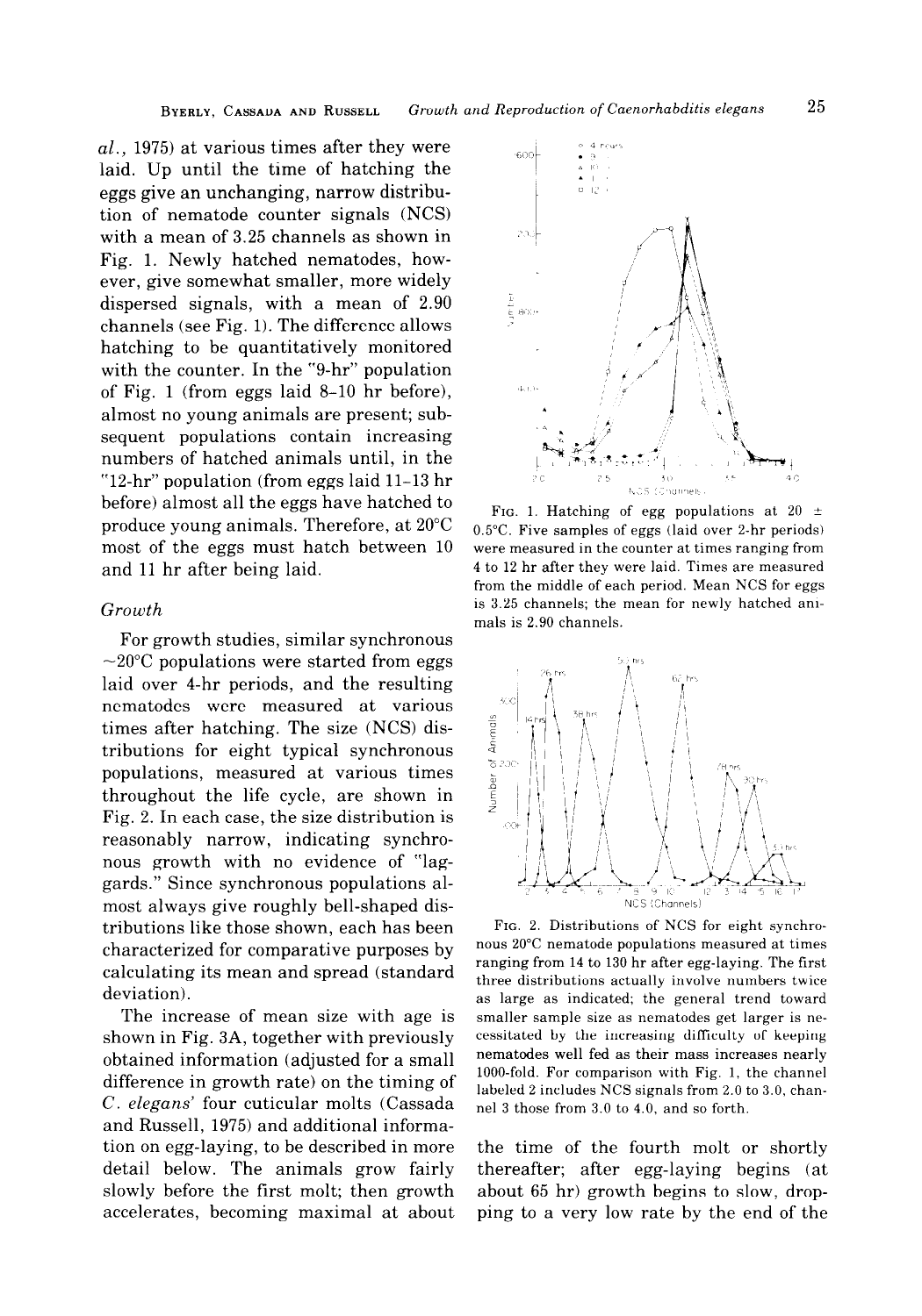al., 1975) at various times after they were laid. Up until the time of hatching the eggs give an unchanging, narrow distribution of nematode counter signals (NCS) with a mean of 3.25 channels as shown in Fig. 1. Newly hatched nematodes, however, give somewhat smaller, more widely dispersed signals, with a mean of 2.90 channels (see Fig. 1). The difference allows hatching to be quantitatively monitored with the counter. In the "9-hr" population of Fig. 1 (from eggs laid 8–10 hr before), almost no young animals are present; subsequent populations contain increasing numbers of hatched animals until, in the "12-hr" population (from eggs laid 11–13 hr before) almost all the eggs have hatched to produce young animals. Therefore, at 20°C most of the eggs must hatch between 10 and 11 hr after being laid.

FIG. 1. Hatching of egg populations at 20 ± 0.5°C. Five samples of eggs (laid over 2-hr periods) were measured in the counter at times ranging from 4 to 12 hr after they were laid. Times are measured from the middle of each period. Mean NCS for eggs is 3.25 channels; the mean for newly hatched animals is 2.90 channels.

### Growth

For growth studies, similar synchronous ~20°C populations were started from eggs laid over 4-hr periods, and the resulting nematodes were measured at various times after hatching. The size (NCS) distributions for eight typical synchronous populations, measured at various times throughout the life cycle, are shown in Fig. 2. In each case, the size distribution is reasonably narrow, indicating synchronous growth with no evidence of "laggards." Since synchronous populations almost always give roughly bell-shaped distributions like those shown, each has been characterized for comparative purposes by calculating its mean and spread (standard deviation).

FIG. 2. Distributions of NCS for eight synchronous 20°C nematode populations measured at times ranging from 14 to 130 hr after egg-laying. The first three distributions actually involve numbers twice as large as indicated; the general trend toward smaller sample size as nematodes get larger is necessitated by the increasing difficulty of keeping nematodes well fed as their mass increases nearly 1000-fold. For comparison with Fig. 1, the channel labeled 2 includes NCS signals from 2.0 to 3.0, channel 3 those from 3.0 to 4.0, and so forth.

The increase of mean size with age is shown in Fig. 3A, together with previously obtained information (adjusted for a small difference in growth rate) on the timing of *C. elegans'* four cuticular molts (Cassada and Russell, 1975) and additional information on egg-laying, to be described in more detail below. The animals grow fairly slowly before the first molt; then growth accelerates, becoming maximal at about the time of the fourth molt or shortly thereafter; after egg-laying begins (at about 65 hr) growth begins to slow, dropping to a very low rate by the end of the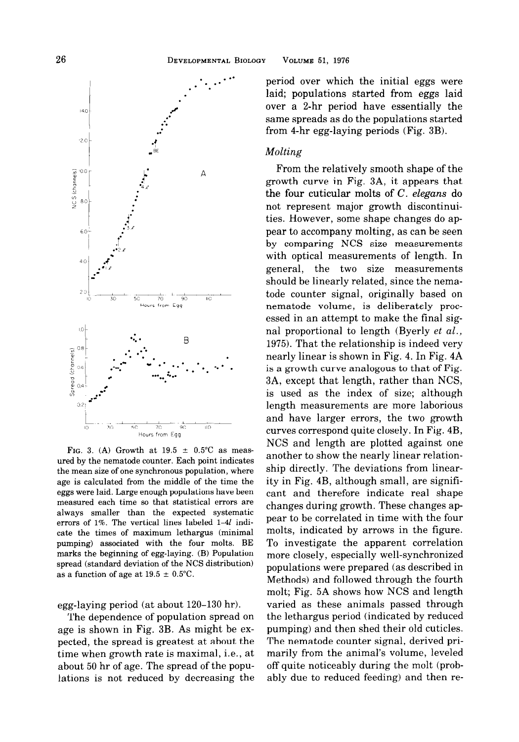FIG. 3. (A) Growth at 19.5 ± 0.5°C as measured by the nematode counter. Each point indicates the mean size of one synchronous population, where age is calculated from the middle of the time the eggs were laid. Large enough populations have been measured each time so that statistical errors are always smaller than the expected systematic errors of 1%. The vertical lines labeled 1–4*l* indicate the times of maximum lethargus (minimal pumping) associated with the four molts. BE marks the beginning of egg-laying. (B) Population spread (standard deviation of the NCS distribution) as a function of age at 19.5 ± 0.5°C.

egg-laying period (at about 120–130 hr).

The dependence of population spread on age is shown in Fig. 3B. As might be expected, the spread is greatest at about the time when growth rate is maximal, i.e., at about 50 hr of age. The spread of the populations is not reduced by decreasing the period over which the initial eggs were laid; populations started from eggs laid over a 2-hr period have essentially the same spreads as do the populations started from 4-hr egg-laying periods (Fig. 3B).

### *Molting*

From the relatively smooth shape of the growth curve in Fig. 3A, it appears that the four cuticular molts of *C. elegans* do not represent major growth discontinuities. However, some shape changes do appear to accompany molting, as can be seen by comparing NCS size measurements with optical measurements of length. In general, the two size measurements should be linearly related, since the nematode counter signal, originally based on nematode volume, is deliberately processed in an attempt to make the final signal proportional to length (Byerly *et al.*, 1975). That the relationship is indeed very nearly linear is shown in Fig. 4. In Fig. 4A is a growth curve analogous to that of Fig. 3A, except that length, rather than NCS, is used as the index of size; although length measurements are more laborious and have larger errors, the two growth curves correspond quite closely. In Fig. 4B, NCS and length are plotted against one another to show the nearly linear relationship directly. The deviations from linearity in Fig. 4B, although small, are significant and therefore indicate real shape changes during growth. These changes appear to be correlated in time with the four molts, indicated by arrows in the figure. To investigate the apparent correlation more closely, especially well-synchronized populations were prepared (as described in Methods) and followed through the fourth molt; Fig. 5A shows how NCS and length varied as these animals passed through the lethargus period (indicated by reduced pumping) and then shed their old cuticles. The nematode counter signal, derived primarily from the animal's volume, leveled off quite noticeably during the molt (probably due to reduced feeding) and then re-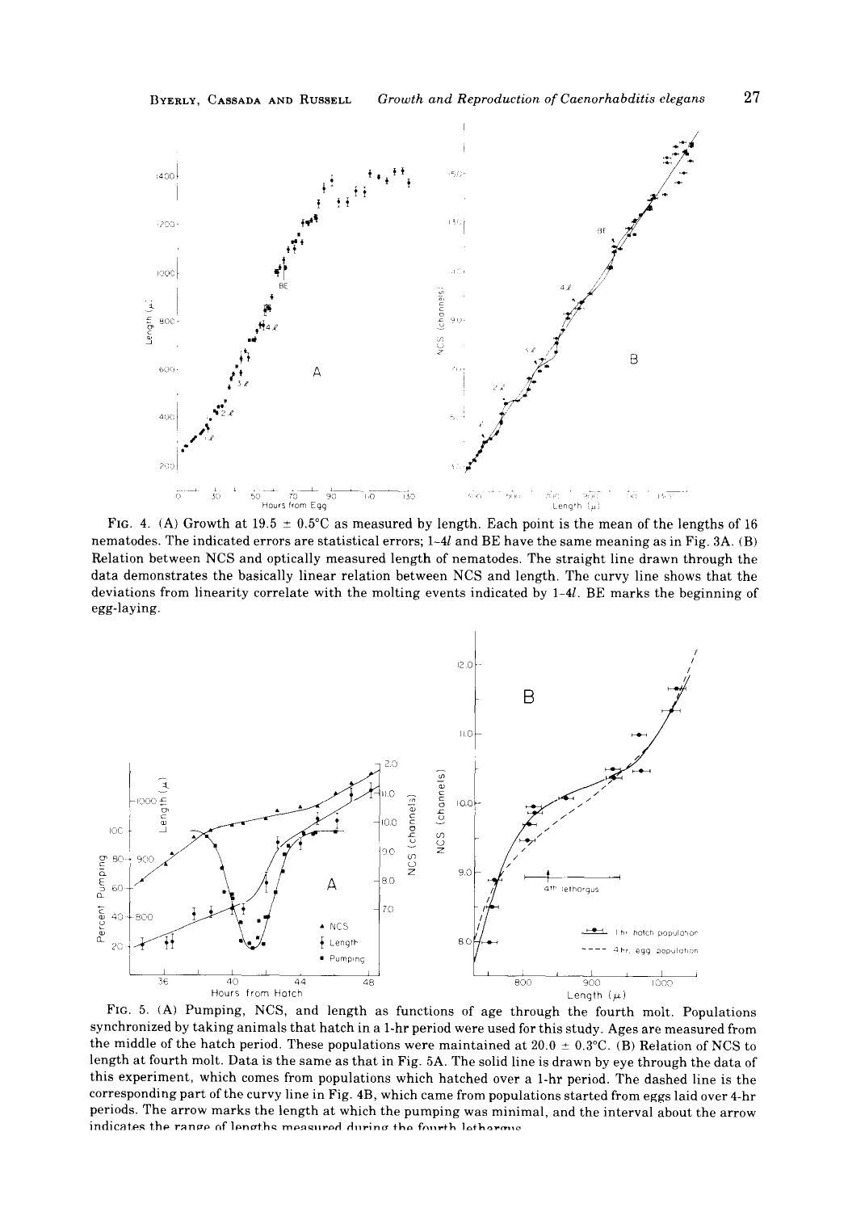FIG. 4. (A) Growth at 19.5 ± 0.5°C as measured by length. Each point is the mean of the lengths of 16 nematodes. The indicated errors are statistical errors; 1–4*l* and BE have the same meaning as in Fig. 3A. (B) Relation between NCS and optically measured length of nematodes. The straight line drawn through the data demonstrates the basically linear relation between NCS and length. The curvy line shows that the deviations from linearity correlate with the molting events indicated by 1–4*l*. BE marks the beginning of egg-laying.

FIG. 5. (A) Pumping, NCS, and length as functions of age through the fourth molt. Populations synchronized by taking animals that hatch in a 1-hr period were used for this study. Ages are measured from the middle of the hatch period. These populations were maintained at 20.0 ± 0.3°C. (B) Relation of NCS to length at fourth molt. Data is the same as that in Fig. 5A. The solid line is drawn by eye through the data of this experiment, which comes from populations which hatched over a 1-hr period. The dashed line is the corresponding part of the curvy line in Fig. 4B, which came from populations started from eggs laid over 4-hr periods. The arrow marks the length at which the pumping was minimal, and the interval about the arrow indicates the range of lengths measured during the fourth lethargus.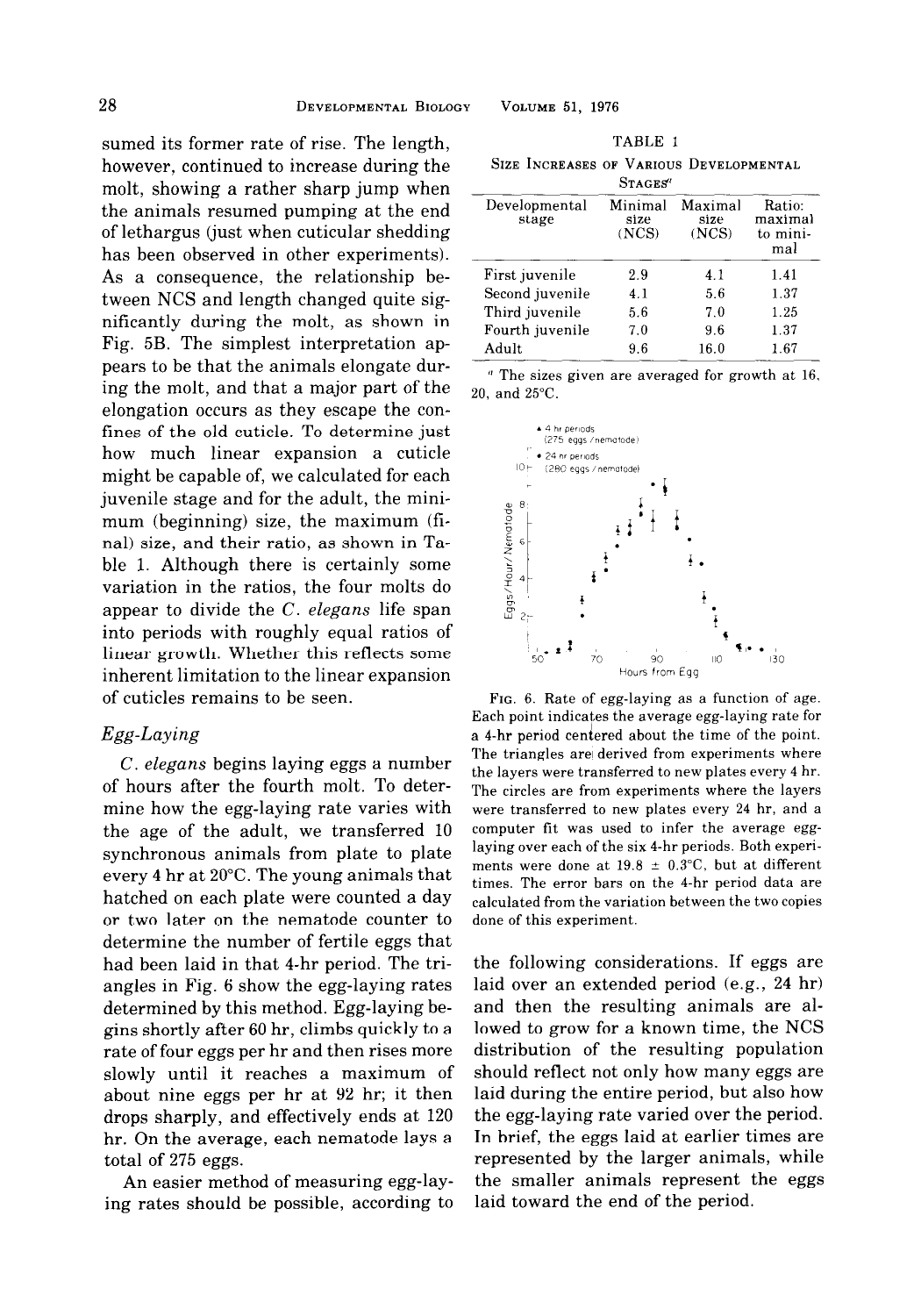sumed its former rate of rise. The length, however, continued to increase during the molt, showing a rather sharp jump when the animals resumed pumping at the end of lethargus (just when cuticular shedding has been observed in other experiments). As a consequence, the relationship between NCS and length changed quite significantly during the molt, as shown in Fig. 5B. The simplest interpretation appears to be that the animals elongate during the molt, and that a major part of the elongation occurs as they escape the confines of the old cuticle. To determine just how much linear expansion a cuticle might be capable of, we calculated for each juvenile stage and for the adult, the minimum (beginning) size, the maximum (final) size, and their ratio, as shown in Table 1. Although there is certainly some variation in the ratios, the four molts do appear to divide the *C. elegans* life span into periods with roughly equal ratios of linear growth. Whether this reflects some inherent limitation to the linear expansion of cuticles remains to be seen.

TABLE 1

SIZE INCREASES OF VARIOUS DEVELOPMENTAL STAGES[a]

| Developmental stage | Minimal size (NCS) | Maximal size (NCS) | Ratio: maximal to minimal |
|---|---|---|---|
| First juvenile | 2.9 | 4.1 | 1.41 |
| Second juvenile | 4.1 | 5.6 | 1.37 |
| Third juvenile | 5.6 | 7.0 | 1.25 |
| Fourth juvenile | 7.0 | 9.6 | 1.37 |
| Adult | 9.6 | 16.0 | 1.67 |

[a] The sizes given are averaged for growth at 16, 20, and 25°C.

FIG. 6. Rate of egg-laying as a function of age. Each point indicates the average egg-laying rate for a 4-hr period centered about the time of the point. The triangles are derived from experiments where the layers were transferred to new plates every 4 hr. The circles are from experiments where the layers were transferred to new plates every 24 hr, and a computer fit was used to infer the average egg-laying over each of the six 4-hr periods. Both experiments were done at 19.8 ± 0.3°C, but at different times. The error bars on the 4-hr period data are calculated from the variation between the two copies done of this experiment.

## *Egg-Laying*

*C. elegans* begins laying eggs a number of hours after the fourth molt. To determine how the egg-laying rate varies with the age of the adult, we transferred 10 synchronous animals from plate to plate every 4 hr at 20°C. The young animals that hatched on each plate were counted a day or two later on the nematode counter to determine the number of fertile eggs that had been laid in that 4-hr period. The triangles in Fig. 6 show the egg-laying rates determined by this method. Egg-laying begins shortly after 60 hr, climbs quickly to a rate of four eggs per hr and then rises more slowly until it reaches a maximum of about nine eggs per hr at 92 hr; it then drops sharply, and effectively ends at 120 hr. On the average, each nematode lays a total of 275 eggs.

An easier method of measuring egg-laying rates should be possible, according to the following considerations. If eggs are laid over an extended period (e.g., 24 hr) and then the resulting animals are allowed to grow for a known time, the NCS distribution of the resulting population should reflect not only how many eggs are laid during the entire period, but also how the egg-laying rate varied over the period. In brief, the eggs laid at earlier times are represented by the larger animals, while the smaller animals represent the eggs laid toward the end of the period.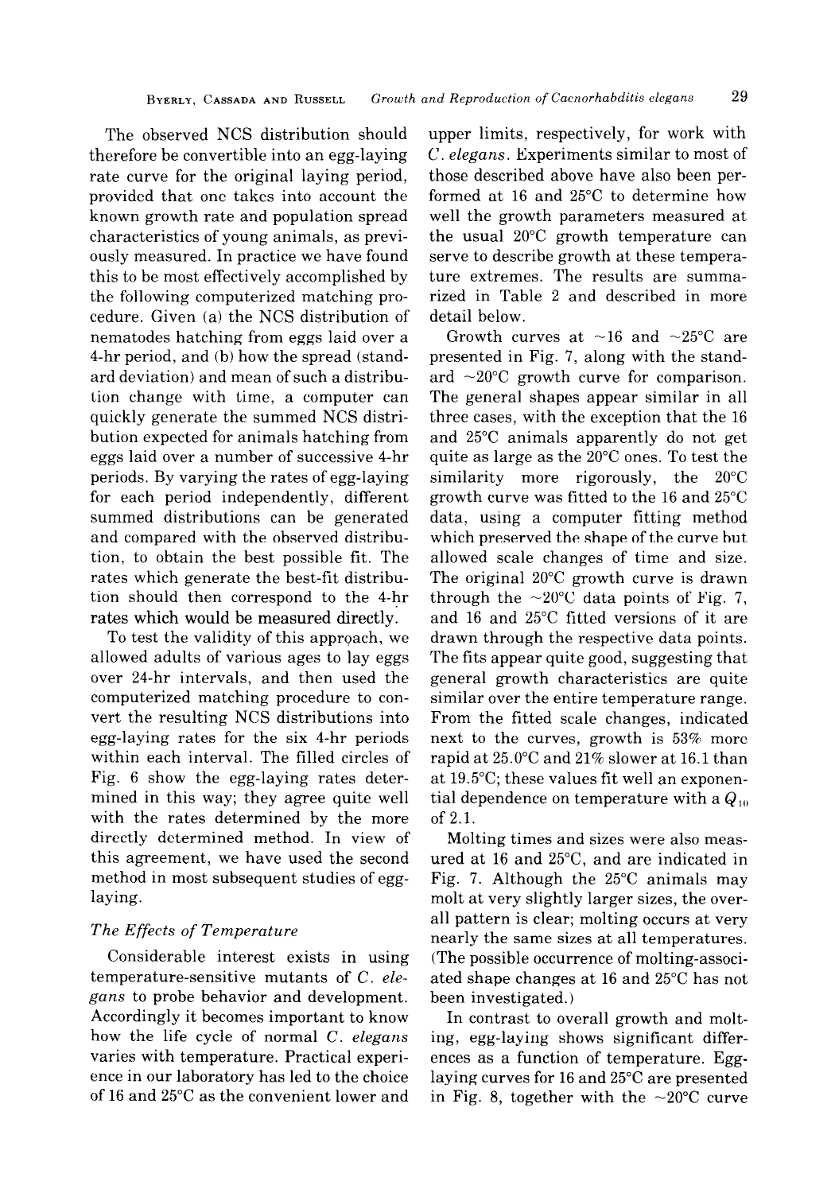The observed NCS distribution should therefore be convertible into an egg-laying rate curve for the original laying period, provided that one takes into account the known growth rate and population spread characteristics of young animals, as previously measured. In practice we have found this to be most effectively accomplished by the following computerized matching procedure. Given (a) the NCS distribution of nematodes hatching from eggs laid over a 4-hr period, and (b) how the spread (standard deviation) and mean of such a distribution change with time, a computer can quickly generate the summed NCS distribution expected for animals hatching from eggs laid over a number of successive 4-hr periods. By varying the rates of egg-laying for each period independently, different summed distributions can be generated and compared with the observed distribution, to obtain the best possible fit. The rates which generate the best-fit distribution should then correspond to the 4-hr rates which would be measured directly.

To test the validity of this approach, we allowed adults of various ages to lay eggs over 24-hr intervals, and then used the computerized matching procedure to convert the resulting NCS distributions into egg-laying rates for the six 4-hr periods within each interval. The filled circles of Fig. 6 show the egg-laying rates determined in this way; they agree quite well with the rates determined by the more directly determined method. In view of this agreement, we have used the second method in most subsequent studies of egg-laying.

### *The Effects of Temperature*

Considerable interest exists in using temperature-sensitive mutants of *C. elegans* to probe behavior and development. Accordingly it becomes important to know how the life cycle of normal *C. elegans* varies with temperature. Practical experience in our laboratory has led to the choice of 16 and 25°C as the convenient lower and upper limits, respectively, for work with *C. elegans*. Experiments similar to most of those described above have also been performed at 16 and 25°C to determine how well the growth parameters measured at the usual 20°C growth temperature can serve to describe growth at these temperature extremes. The results are summarized in Table 2 and described in more detail below.

Growth curves at ~16 and ~25°C are presented in Fig. 7, along with the standard ~20°C growth curve for comparison. The general shapes appear similar in all three cases, with the exception that the 16 and 25°C animals apparently do not get quite as large as the 20°C ones. To test the similarity more rigorously, the 20°C growth curve was fitted to the 16 and 25°C data, using a computer fitting method which preserved the shape of the curve but allowed scale changes of time and size. The original 20°C growth curve is drawn through the ~20°C data points of Fig. 7, and 16 and 25°C fitted versions of it are drawn through the respective data points. The fits appear quite good, suggesting that general growth characteristics are quite similar over the entire temperature range. From the fitted scale changes, indicated next to the curves, growth is 53% more rapid at 25.0°C and 21% slower at 16.1 than at 19.5°C; these values fit well an exponential dependence on temperature with a $Q_{10}$ of 2.1.

Molting times and sizes were also measured at 16 and 25°C, and are indicated in Fig. 7. Although the 25°C animals may molt at very slightly larger sizes, the overall pattern is clear; molting occurs at very nearly the same sizes at all temperatures. (The possible occurrence of molting-associated shape changes at 16 and 25°C has not been investigated.)

In contrast to overall growth and molting, egg-laying shows significant differences as a function of temperature. Egg-laying curves for 16 and 25°C are presented in Fig. 8, together with the ~20°C curve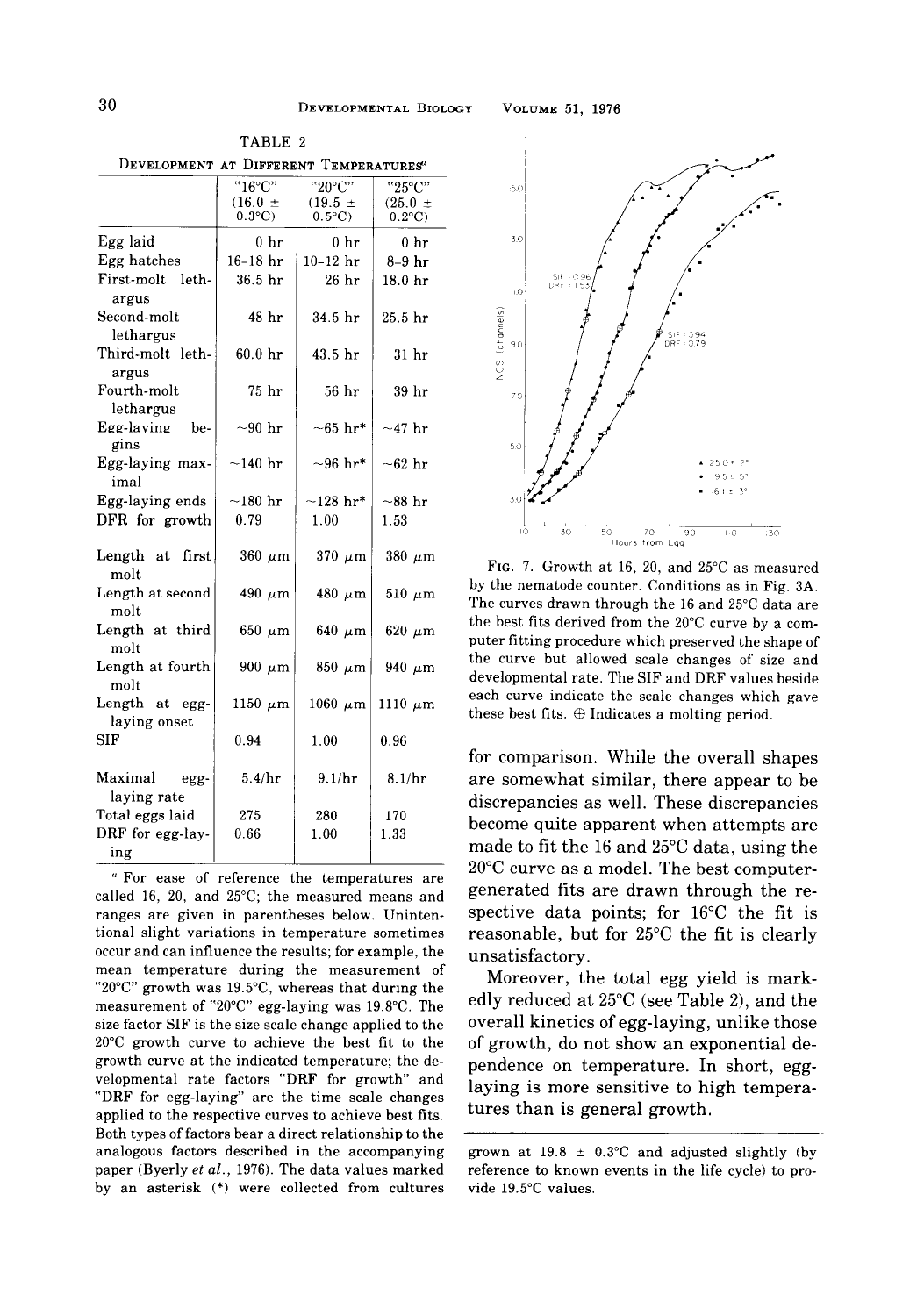TABLE 2

DEVELOPMENT AT DIFFERENT TEMPERATURES[a]

| | "16°C" (16.0 ± 0.3°C) | "20°C" (19.5 ± 0.5°C) | "25°C" (25.0 ± 0.2°C) |
|---|---|---|---|
| Egg laid | 0 hr | 0 hr | 0 hr |
| Egg hatches | 16–18 hr | 10–12 hr | 8–9 hr |
| First-molt lethargus | 36.5 hr | 26 hr | 18.0 hr |
| Second-molt lethargus | 48 hr | 34.5 hr | 25.5 hr |
| Third-molt lethargus | 60.0 hr | 43.5 hr | 31 hr |
| Fourth-molt lethargus | 75 hr | 56 hr | 39 hr |
| Egg-laying begins | ~90 hr | ~65 hr* | ~47 hr |
| Egg-laying maximal | ~140 hr | ~96 hr* | ~62 hr |
| Egg-laying ends | ~180 hr | ~128 hr* | ~88 hr |
| DFR for growth | 0.79 | 1.00 | 1.53 |
| Length at first molt | 360 μm | 370 μm | 380 μm |
| Length at second molt | 490 μm | 480 μm | 510 μm |
| Length at third molt | 650 μm | 640 μm | 620 μm |
| Length at fourth molt | 900 μm | 850 μm | 940 μm |
| Length at egg-laying onset | 1150 μm | 1060 μm | 1110 μm |
| SIF | 0.94 | 1.00 | 0.96 |
| Maximal egg-laying rate | 5.4/hr | 9.1/hr | 8.1/hr |
| Total eggs laid | 275 | 280 | 170 |
| DRF for egg-laying | 0.66 | 1.00 | 1.33 |

[a] For ease of reference the temperatures are called 16, 20, and 25°C; the measured means and ranges are given in parentheses below. Unintentional slight variations in temperature sometimes occur and can influence the results; for example, the mean temperature during the measurement of "20°C" growth was 19.5°C, whereas that during the measurement of "20°C" egg-laying was 19.8°C. The size factor SIF is the size scale change applied to the 20°C growth curve to achieve the best fit to the growth curve at the indicated temperature; the developmental rate factors "DRF for growth" and "DRF for egg-laying" are the time scale changes applied to the respective curves to achieve best fits. Both types of factors bear a direct relationship to the analogous factors described in the accompanying paper (Byerly *et al.*, 1976). The data values marked by an asterisk (*) were collected from cultures grown at 19.8 ± 0.3°C and adjusted slightly (by reference to known events in the life cycle) to provide 19.5°C values.

FIG. 7. Growth at 16, 20, and 25°C as measured by the nematode counter. Conditions as in Fig. 3A. The curves drawn through the 16 and 25°C data are the best fits derived from the 20°C curve by a computer fitting procedure which preserved the shape of the curve but allowed scale changes of size and developmental rate. The SIF and DRF values beside each curve indicate the scale changes which gave these best fits. ⊕ Indicates a molting period.

for comparison. While the overall shapes are somewhat similar, there appear to be discrepancies as well. These discrepancies become quite apparent when attempts are made to fit the 16 and 25°C data, using the 20°C curve as a model. The best computer-generated fits are drawn through the respective data points; for 16°C the fit is reasonable, but for 25°C the fit is clearly unsatisfactory.

Moreover, the total egg yield is markedly reduced at 25°C (see Table 2), and the overall kinetics of egg-laying, unlike those of growth, do not show an exponential dependence on temperature. In short, egg-laying is more sensitive to high temperatures than is general growth.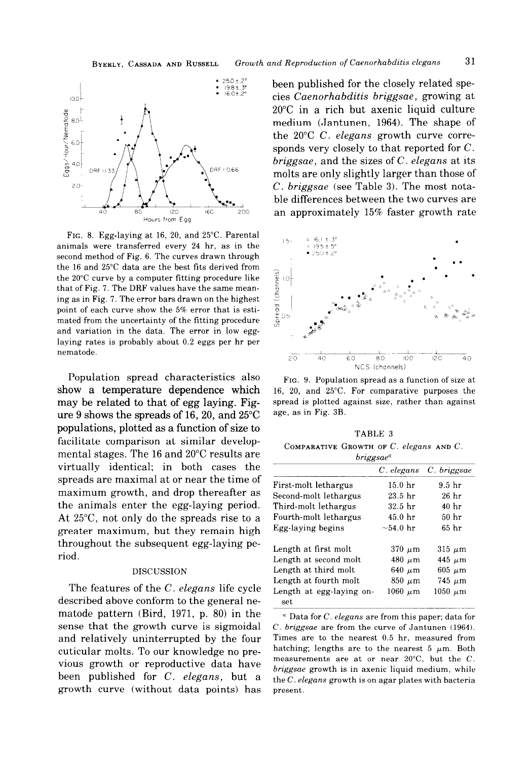FIG. 8. Egg-laying at 16, 20, and 25°C. Parental animals were transferred every 24 hr, as in the second method of Fig. 6. The curves drawn through the 16 and 25°C data are the best fits derived from the 20°C curve by a computer fitting procedure like that of Fig. 7. The DRF values have the same meaning as in Fig. 7. The error bars drawn on the highest point of each curve show the 5% error that is estimated from the uncertainty of the fitting procedure and variation in the data. The error in low egg-laying rates is probably about 0.2 eggs per hr per nematode.

Population spread characteristics also show a temperature dependence which may be related to that of egg laying. Figure 9 shows the spreads of 16, 20, and 25°C populations, plotted as a function of size to facilitate comparison at similar developmental stages. The 16 and 20°C results are virtually identical; in both cases the spreads are maximal at or near the time of maximum growth, and drop thereafter as the animals enter the egg-laying period. At 25°C, not only do the spreads rise to a greater maximum, but they remain high throughout the subsequent egg-laying period.

## DISCUSSION

The features of the *C. elegans* life cycle described above conform to the general nematode pattern (Bird, 1971, p. 80) in the sense that the growth curve is sigmoidal and relatively uninterrupted by the four cuticular molts. To our knowledge no previous growth or reproductive data have been published for *C. elegans*, but a growth curve (without data points) has been published for the closely related species *Caenorhabditis briggsae*, growing at 20°C in a rich but axenic liquid culture medium (Jantunen, 1964). The shape of the 20°C *C. elegans* growth curve corresponds very closely to that reported for *C. briggsae*, and the sizes of *C. elegans* at its molts are only slightly larger than those of *C. briggsae* (see Table 3). The most notable differences between the two curves are an approximately 15% faster growth rate

FIG. 9. Population spread as a function of size at 16, 20, and 25°C. For comparative purposes the spread is plotted against size, rather than against age, as in Fig. 3B.

TABLE 3

COMPARATIVE GROWTH OF *C. elegans* AND *C. briggsae*[a]

| | *C. elegans* | *C. briggsae* |
|---|---|---|
| First-molt lethargus | 15.0 hr | 9.5 hr |
| Second-molt lethargus | 23.5 hr | 26 hr |
| Third-molt lethargus | 32.5 hr | 40 hr |
| Fourth-molt lethargus | 45.0 hr | 50 hr |
| Egg-laying begins | ~54.0 hr | 65 hr |
| Length at first molt | 370 μm | 315 μm |
| Length at second molt | 480 μm | 445 μm |
| Length at third molt | 640 μm | 605 μm |
| Length at fourth molt | 850 μm | 745 μm |
| Length at egg-laying onset | 1060 μm | 1050 μm |

[a] Data for *C. elegans* are from this paper; data for *C. briggsae* are from the curve of Jantunen (1964). Times are to the nearest 0.5 hr, measured from hatching; lengths are to the nearest 5 μm. Both measurements are at or near 20°C, but the *C. briggsae* growth is in axenic liquid medium, while the *C. elegans* growth is on agar plates with bacteria present.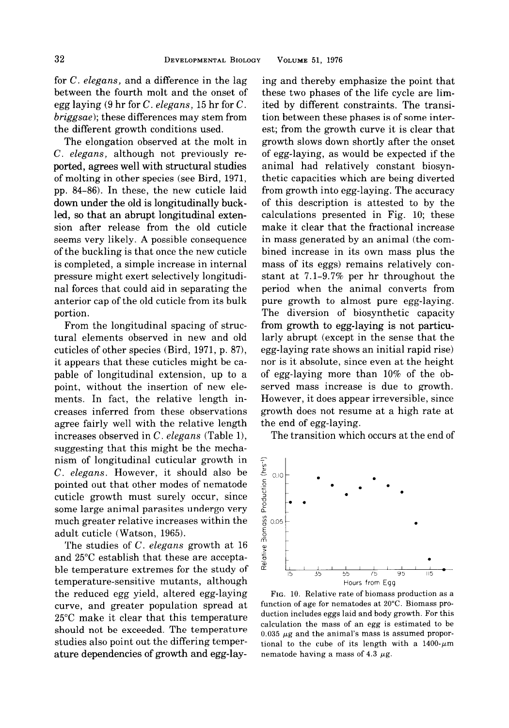for *C. elegans*, and a difference in the lag between the fourth molt and the onset of egg laying (9 hr for *C. elegans*, 15 hr for *C. briggsae*); these differences may stem from the different growth conditions used.

The elongation observed at the molt in *C. elegans*, although not previously reported, agrees well with structural studies of molting in other species (see Bird, 1971, pp. 84–86). In these, the new cuticle laid down under the old is longitudinally buckled, so that an abrupt longitudinal extension after release from the old cuticle seems very likely. A possible consequence of the buckling is that once the new cuticle is completed, a simple increase in internal pressure might exert selectively longitudinal forces that could aid in separating the anterior cap of the old cuticle from its bulk portion.

From the longitudinal spacing of structural elements observed in new and old cuticles of other species (Bird, 1971, p. 87), it appears that these cuticles might be capable of longitudinal extension, up to a point, without the insertion of new elements. In fact, the relative length increases inferred from these observations agree fairly well with the relative length increases observed in *C. elegans* (Table 1), suggesting that this might be the mechanism of longitudinal cuticular growth in *C. elegans*. However, it should also be pointed out that other modes of nematode cuticle growth must surely occur, since some large animal parasites undergo very much greater relative increases within the adult cuticle (Watson, 1965).

The studies of *C. elegans* growth at 16 and 25°C establish that these are acceptable temperature extremes for the study of temperature-sensitive mutants, although the reduced egg yield, altered egg-laying curve, and greater population spread at 25°C make it clear that this temperature should not be exceeded. The temperature studies also point out the differing temperature dependencies of growth and egg-laying and thereby emphasize the point that these two phases of the life cycle are limited by different constraints. The transition between these phases is of some interest; from the growth curve it is clear that growth slows down shortly after the onset of egg-laying, as would be expected if the animal had relatively constant biosynthetic capacities which are being diverted from growth into egg-laying. The accuracy of this description is attested to by the calculations presented in Fig. 10; these make it clear that the fractional increase in mass generated by an animal (the combined increase in its own mass plus the mass of its eggs) remains relatively constant at 7.1–9.7% per hr throughout the period when the animal converts from pure growth to almost pure egg-laying. The diversion of biosynthetic capacity from growth to egg-laying is not particularly abrupt (except in the sense that the egg-laying rate shows an initial rapid rise) nor is it absolute, since even at the height of egg-laying more than 10% of the observed mass increase is due to growth. However, it does appear irreversible, since growth does not resume at a high rate at the end of egg-laying.

The transition which occurs at the end of

FIG. 10. Relative rate of biomass production as a function of age for nematodes at 20°C. Biomass production includes eggs laid and body growth. For this calculation the mass of an egg is estimated to be 0.035 $\mu$g and the animal's mass is assumed proportional to the cube of its length with a 1400-$\mu$m nematode having a mass of 4.3 $\mu$g.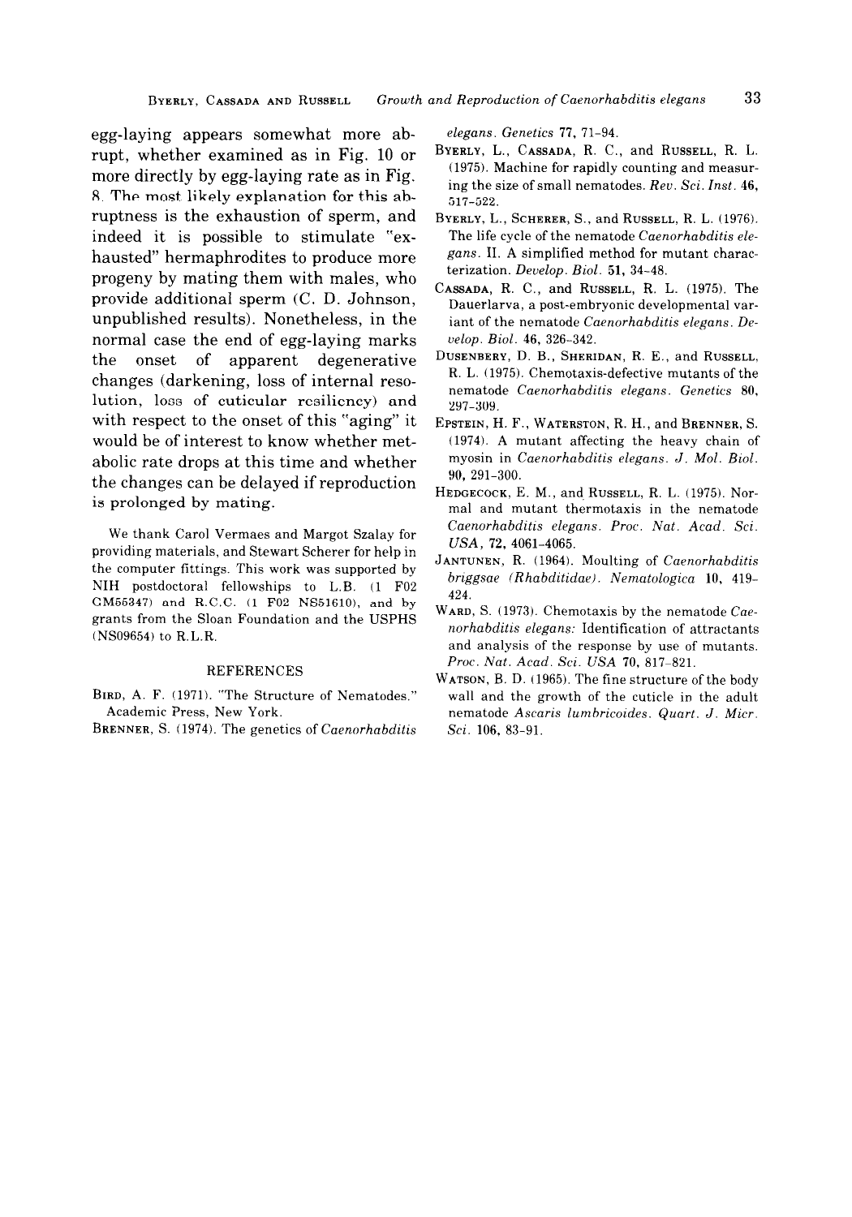egg-laying appears somewhat more abrupt, whether examined as in Fig. 10 or more directly by egg-laying rate as in Fig. 8. The most likely explanation for this abruptness is the exhaustion of sperm, and indeed it is possible to stimulate "exhausted" hermaphrodites to produce more progeny by mating them with males, who provide additional sperm (C. D. Johnson, unpublished results). Nonetheless, in the normal case the end of egg-laying marks the onset of apparent degenerative changes (darkening, loss of internal resolution, loss of cuticular resiliency) and with respect to the onset of this "aging" it would be of interest to know whether metabolic rate drops at this time and whether the changes can be delayed if reproduction is prolonged by mating.

We thank Carol Vermaes and Margot Szalay for providing materials, and Stewart Scherer for help in the computer fittings. This work was supported by NIH postdoctoral fellowships to L.B. (1 F02 GM55347) and R.C.C. (1 F02 NS51610), and by grants from the Sloan Foundation and the USPHS (NS09654) to R.L.R.

## REFERENCES

BIRD, A. F. (1971). "The Structure of Nematodes." Academic Press, New York.

BRENNER, S. (1974). The genetics of *Caenorhabditis elegans*. *Genetics* **77**, 71–94.

BYERLY, L., CASSADA, R. C., and RUSSELL, R. L. (1975). Machine for rapidly counting and measuring the size of small nematodes. *Rev. Sci. Inst.* **46**, 517–522.

BYERLY, L., SCHERER, S., and RUSSELL, R. L. (1976). The life cycle of the nematode *Caenorhabditis elegans*. II. A simplified method for mutant characterization. *Develop. Biol.* **51**, 34–48.

CASSADA, R. C., and RUSSELL, R. L. (1975). The Dauerlarva, a post-embryonic developmental variant of the nematode *Caenorhabditis elegans*. *Develop. Biol.* **46**, 326–342.

DUSENBERY, D. B., SHERIDAN, R. E., and RUSSELL, R. L. (1975). Chemotaxis-defective mutants of the nematode *Caenorhabditis elegans*. *Genetics* **80**, 297–309.

EPSTEIN, H. F., WATERSTON, R. H., and BRENNER, S. (1974). A mutant affecting the heavy chain of myosin in *Caenorhabditis elegans*. *J. Mol. Biol.* **90**, 291–300.

HEDGECOCK, E. M., and RUSSELL, R. L. (1975). Normal and mutant thermotaxis in the nematode *Caenorhabditis elegans*. *Proc. Nat. Acad. Sci. USA*, **72**, 4061–4065.

JANTUNEN, R. (1964). Moulting of *Caenorhabditis briggsae (Rhabditidae)*. *Nematologica* **10**, 419–424.

WARD, S. (1973). Chemotaxis by the nematode *Caenorhabditis elegans:* Identification of attractants and analysis of the response by use of mutants. *Proc. Nat. Acad. Sci. USA* **70**, 817–821.

WATSON, B. D. (1965). The fine structure of the body wall and the growth of the cuticle in the adult nematode *Ascaris lumbricoides*. *Quart. J. Micr. Sci.* **106**, 83–91.